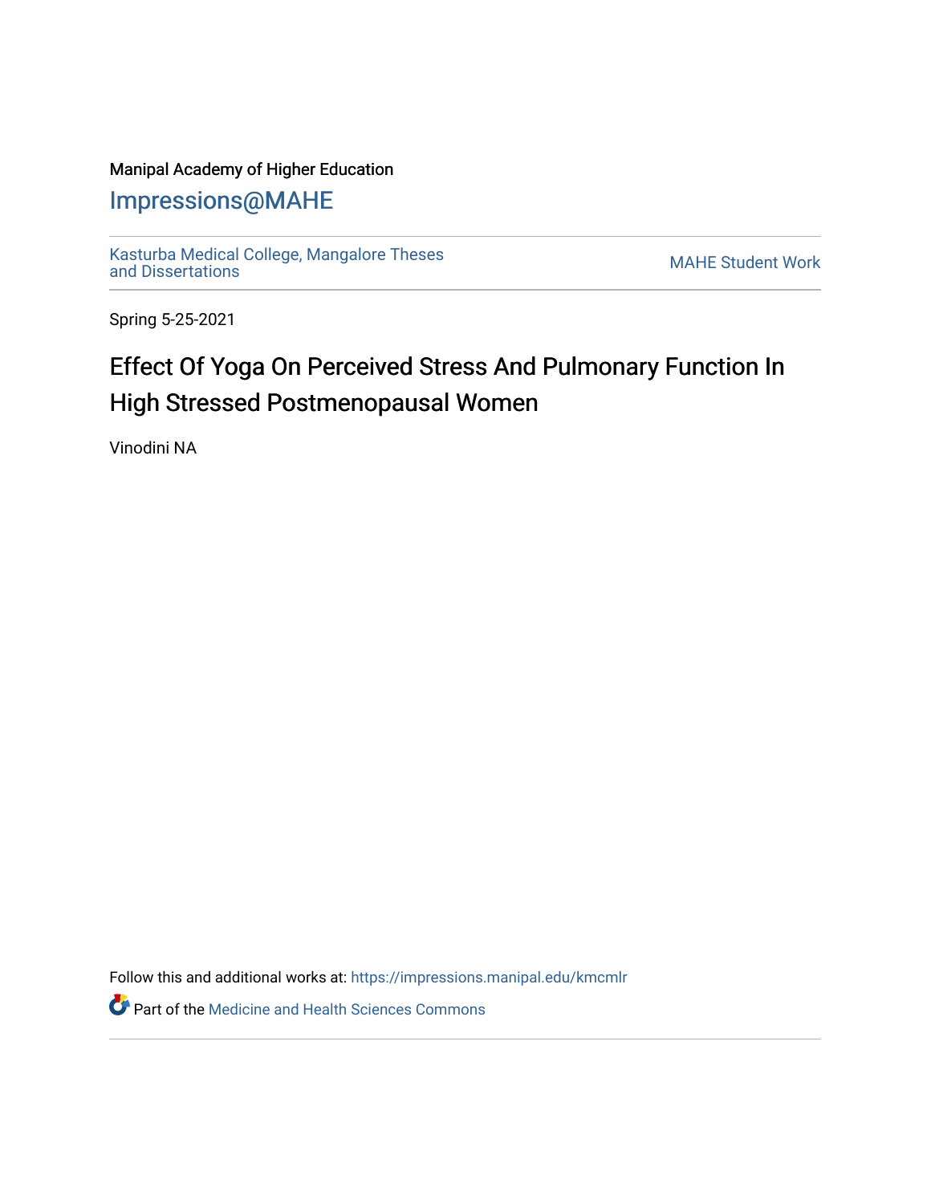Manipal Academy of Higher Education

# Impressions@MAHE

Kasturba Medical College, Mangalore Theses and Dissertations

MAHE Student Work

Spring 5-25-2021

## Effect Of Yoga On Perceived Stress And Pulmonary Function In High Stressed Postmenopausal Women

Vinodini NA

Follow this and additional works at: https://impressions.manipal.edu/kmcmlr

Part of the Medicine and Health Sciences Commons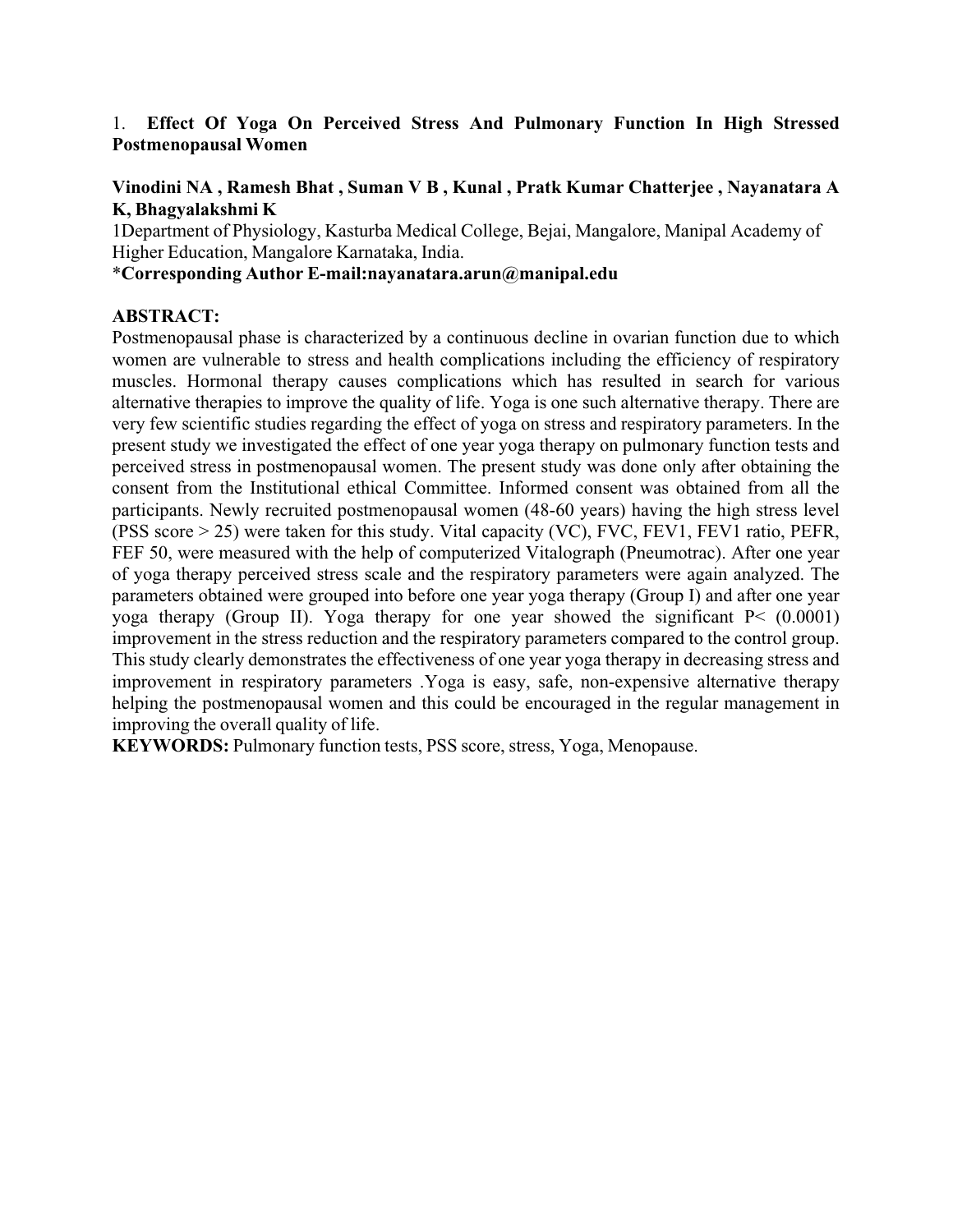## 1. Effect Of Yoga On Perceived Stress And Pulmonary Function In High Stressed Postmenopausal Women

**Vinodini NA , Ramesh Bhat , Suman V B , Kunal , Pratk Kumar Chatterjee , Nayanatara A K, Bhagyalakshmi K**

1Department of Physiology, Kasturba Medical College, Bejai, Mangalore, Manipal Academy of Higher Education, Mangalore Karnataka, India.

***Corresponding Author E-mail:nayanatara.arun@manipal.edu**

**ABSTRACT:**

Postmenopausal phase is characterized by a continuous decline in ovarian function due to which women are vulnerable to stress and health complications including the efficiency of respiratory muscles. Hormonal therapy causes complications which has resulted in search for various alternative therapies to improve the quality of life. Yoga is one such alternative therapy. There are very few scientific studies regarding the effect of yoga on stress and respiratory parameters. In the present study we investigated the effect of one year yoga therapy on pulmonary function tests and perceived stress in postmenopausal women. The present study was done only after obtaining the consent from the Institutional ethical Committee. Informed consent was obtained from all the participants. Newly recruited postmenopausal women (48-60 years) having the high stress level (PSS score > 25) were taken for this study. Vital capacity (VC), FVC, FEV1, FEV1 ratio, PEFR, FEF 50, were measured with the help of computerized Vitalograph (Pneumotrac). After one year of yoga therapy perceived stress scale and the respiratory parameters were again analyzed. The parameters obtained were grouped into before one year yoga therapy (Group I) and after one year yoga therapy (Group II). Yoga therapy for one year showed the significant P< (0.0001) improvement in the stress reduction and the respiratory parameters compared to the control group. This study clearly demonstrates the effectiveness of one year yoga therapy in decreasing stress and improvement in respiratory parameters .Yoga is easy, safe, non-expensive alternative therapy helping the postmenopausal women and this could be encouraged in the regular management in improving the overall quality of life.

**KEYWORDS:** Pulmonary function tests, PSS score, stress, Yoga, Menopause.